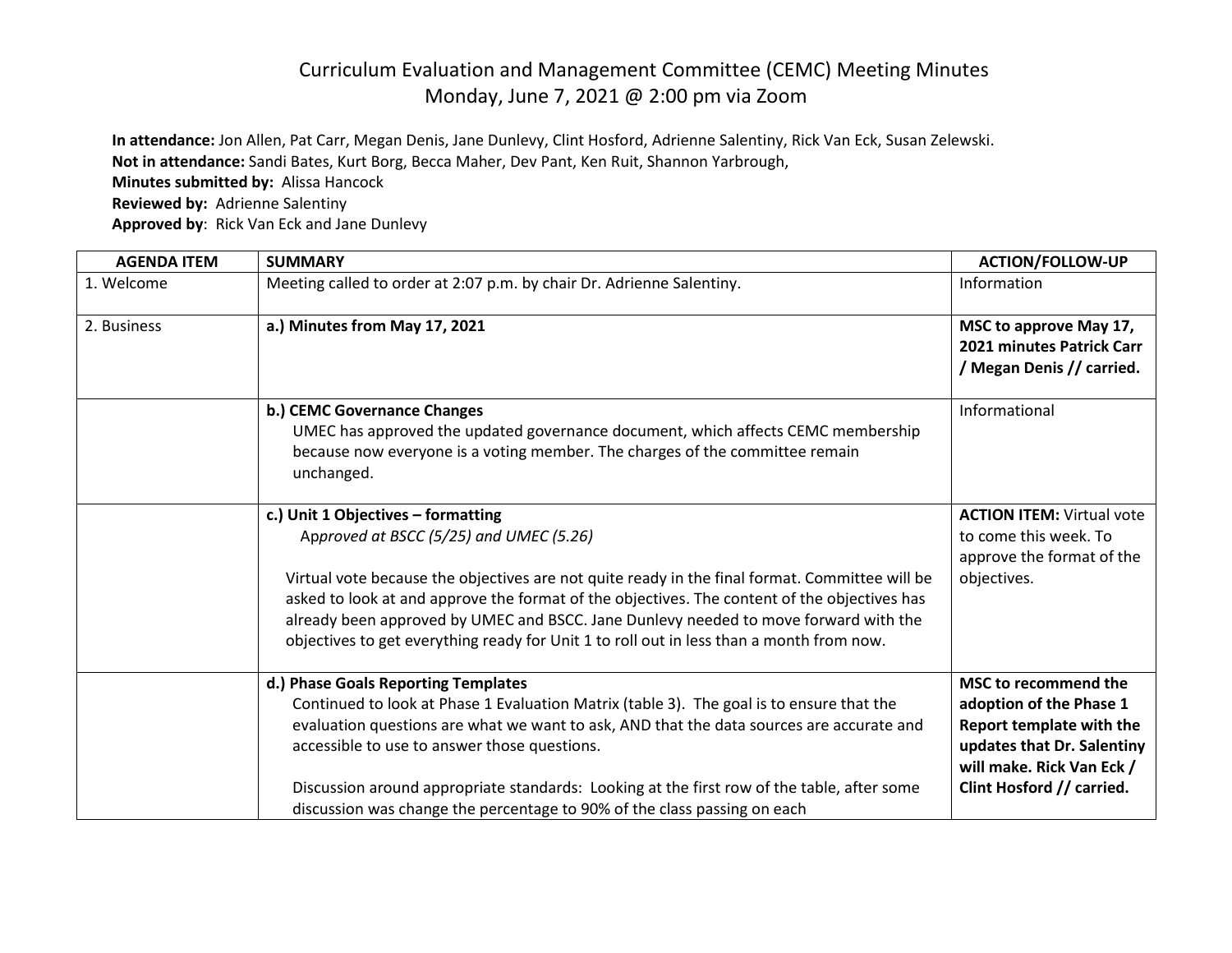# Curriculum Evaluation and Management Committee (CEMC) Meeting Minutes
## Monday, June 7, 2021 @ 2:00 pm via Zoom

**In attendance:** Jon Allen, Pat Carr, Megan Denis, Jane Dunlevy, Clint Hosford, Adrienne Salentiny, Rick Van Eck, Susan Zelewski.
**Not in attendance:** Sandi Bates, Kurt Borg, Becca Maher, Dev Pant, Ken Ruit, Shannon Yarbrough,
**Minutes submitted by:** Alissa Hancock
**Reviewed by:** Adrienne Salentiny
**Approved by**: Rick Van Eck and Jane Dunlevy

| AGENDA ITEM | SUMMARY | ACTION/FOLLOW-UP |
|---|---|---|
| 1. Welcome | Meeting called to order at 2:07 p.m. by chair Dr. Adrienne Salentiny. | Information |
| 2. Business | **a.) Minutes from May 17, 2021** | **MSC to approve May 17, 2021 minutes Patrick Carr / Megan Denis // carried.** |
| | **b.) CEMC Governance Changes**<br>UMEC has approved the updated governance document, which affects CEMC membership because now everyone is a voting member. The charges of the committee remain unchanged. | Informational |
| | **c.) Unit 1 Objectives – formatting**<br>*Approved at BSCC (5/25) and UMEC (5.26)*<br><br>Virtual vote because the objectives are not quite ready in the final format. Committee will be asked to look at and approve the format of the objectives. The content of the objectives has already been approved by UMEC and BSCC. Jane Dunlevy needed to move forward with the objectives to get everything ready for Unit 1 to roll out in less than a month from now. | **ACTION ITEM:** Virtual vote to come this week. To approve the format of the objectives. |
| | **d.) Phase Goals Reporting Templates**<br>Continued to look at Phase 1 Evaluation Matrix (table 3). The goal is to ensure that the evaluation questions are what we want to ask, AND that the data sources are accurate and accessible to use to answer those questions.<br><br>Discussion around appropriate standards: Looking at the first row of the table, after some discussion was change the percentage to 90% of the class passing on each | **MSC to recommend the adoption of the Phase 1 Report template with the updates that Dr. Salentiny will make. Rick Van Eck / Clint Hosford // carried.** |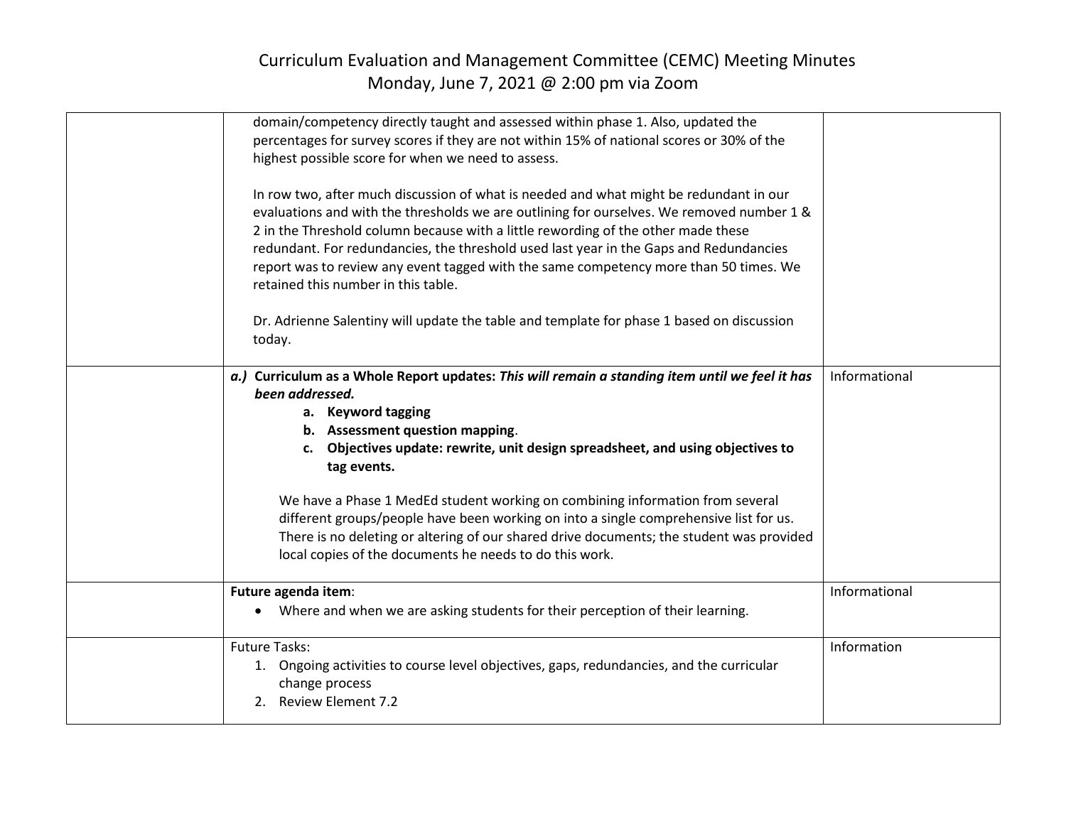# Curriculum Evaluation and Management Committee (CEMC) Meeting Minutes
## Monday, June 7, 2021 @ 2:00 pm via Zoom

| | | |
|---|---|---|
| | domain/competency directly taught and assessed within phase 1. Also, updated the percentages for survey scores if they are not within 15% of national scores or 30% of the highest possible score for when we need to assess.<br><br>In row two, after much discussion of what is needed and what might be redundant in our evaluations and with the thresholds we are outlining for ourselves. We removed number 1 & 2 in the Threshold column because with a little rewording of the other made these redundant. For redundancies, the threshold used last year in the Gaps and Redundancies report was to review any event tagged with the same competency more than 50 times. We retained this number in this table.<br><br>Dr. Adrienne Salentiny will update the table and template for phase 1 based on discussion today. | |
| | ***a.)* Curriculum as a Whole Report updates: *This will remain a standing item until we feel it has been addressed.***<br>**a. Keyword tagging**<br>**b. Assessment question mapping**.<br>**c. Objectives update: rewrite, unit design spreadsheet, and using objectives to tag events.**<br><br>We have a Phase 1 MedEd student working on combining information from several different groups/people have been working on into a single comprehensive list for us. There is no deleting or altering of our shared drive documents; the student was provided local copies of the documents he needs to do this work. | Informational |
| | **Future agenda item**:<br>• Where and when we are asking students for their perception of their learning. | Informational |
| | Future Tasks:<br>1. Ongoing activities to course level objectives, gaps, redundancies, and the curricular change process<br>2. Review Element 7.2 | Information |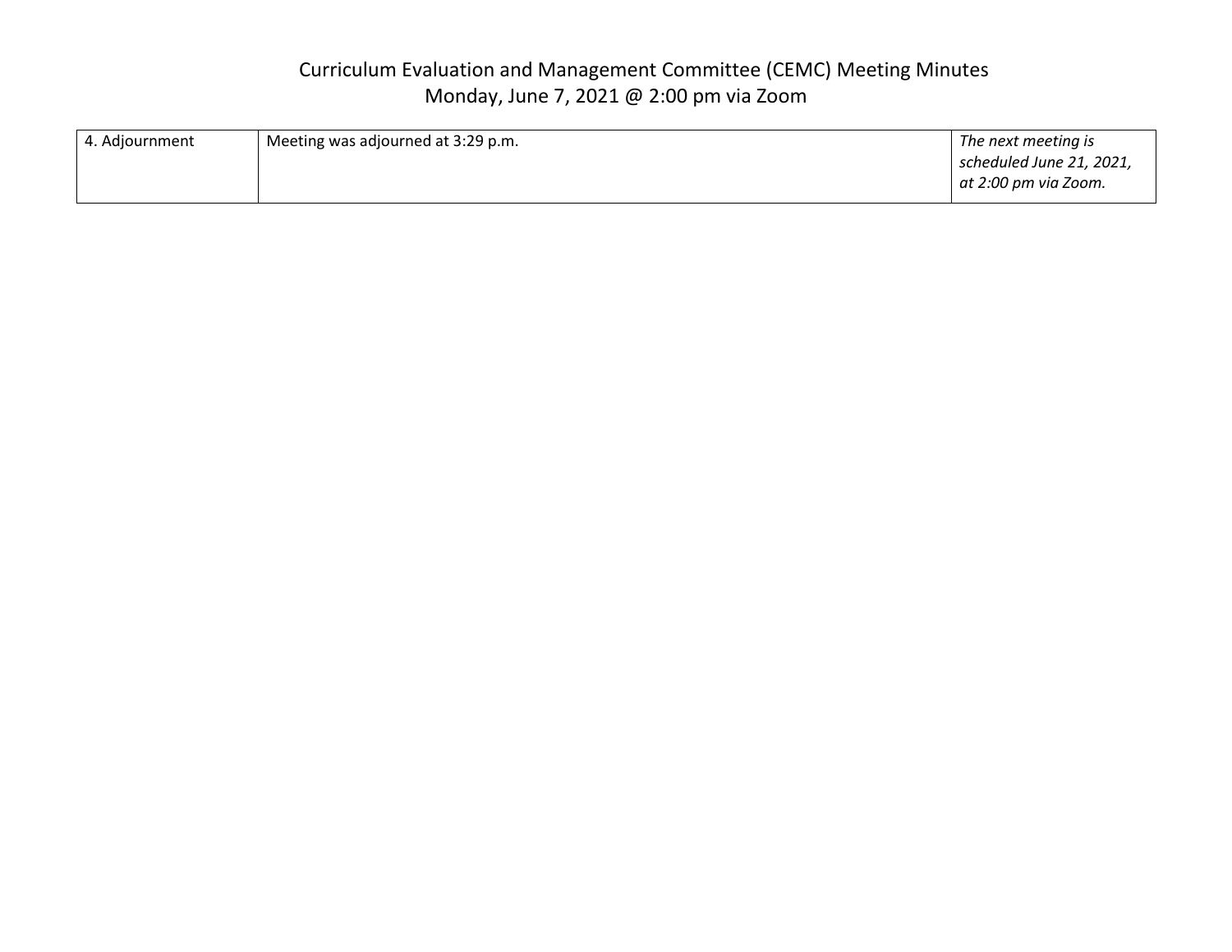# Curriculum Evaluation and Management Committee (CEMC) Meeting Minutes
Monday, June 7, 2021 @ 2:00 pm via Zoom

| | | |
|---|---|---|
| 4. Adjournment | Meeting was adjourned at 3:29 p.m. | *The next meeting is scheduled June 21, 2021, at 2:00 pm via Zoom.* |